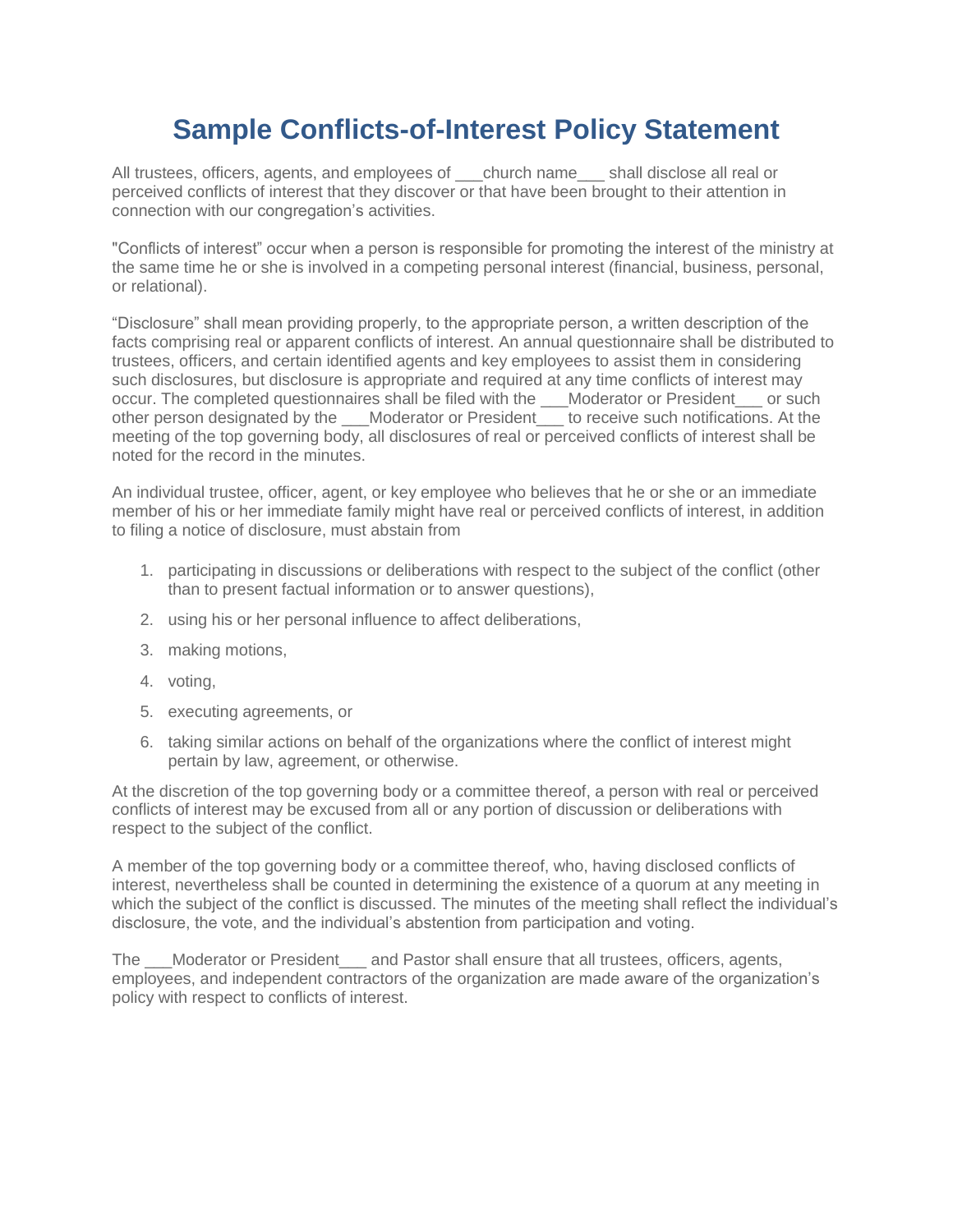# Sample Conflicts-of-Interest Policy Statement

All trustees, officers, agents, and employees of ___church name___ shall disclose all real or perceived conflicts of interest that they discover or that have been brought to their attention in connection with our congregation's activities.

"Conflicts of interest" occur when a person is responsible for promoting the interest of the ministry at the same time he or she is involved in a competing personal interest (financial, business, personal, or relational).

"Disclosure" shall mean providing properly, to the appropriate person, a written description of the facts comprising real or apparent conflicts of interest. An annual questionnaire shall be distributed to trustees, officers, and certain identified agents and key employees to assist them in considering such disclosures, but disclosure is appropriate and required at any time conflicts of interest may occur. The completed questionnaires shall be filed with the ___Moderator or President___ or such other person designated by the ___Moderator or President___ to receive such notifications. At the meeting of the top governing body, all disclosures of real or perceived conflicts of interest shall be noted for the record in the minutes.

An individual trustee, officer, agent, or key employee who believes that he or she or an immediate member of his or her immediate family might have real or perceived conflicts of interest, in addition to filing a notice of disclosure, must abstain from

1. participating in discussions or deliberations with respect to the subject of the conflict (other than to present factual information or to answer questions),
2. using his or her personal influence to affect deliberations,
3. making motions,
4. voting,
5. executing agreements, or
6. taking similar actions on behalf of the organizations where the conflict of interest might pertain by law, agreement, or otherwise.

At the discretion of the top governing body or a committee thereof, a person with real or perceived conflicts of interest may be excused from all or any portion of discussion or deliberations with respect to the subject of the conflict.

A member of the top governing body or a committee thereof, who, having disclosed conflicts of interest, nevertheless shall be counted in determining the existence of a quorum at any meeting in which the subject of the conflict is discussed. The minutes of the meeting shall reflect the individual's disclosure, the vote, and the individual's abstention from participation and voting.

The ___Moderator or President___ and Pastor shall ensure that all trustees, officers, agents, employees, and independent contractors of the organization are made aware of the organization's policy with respect to conflicts of interest.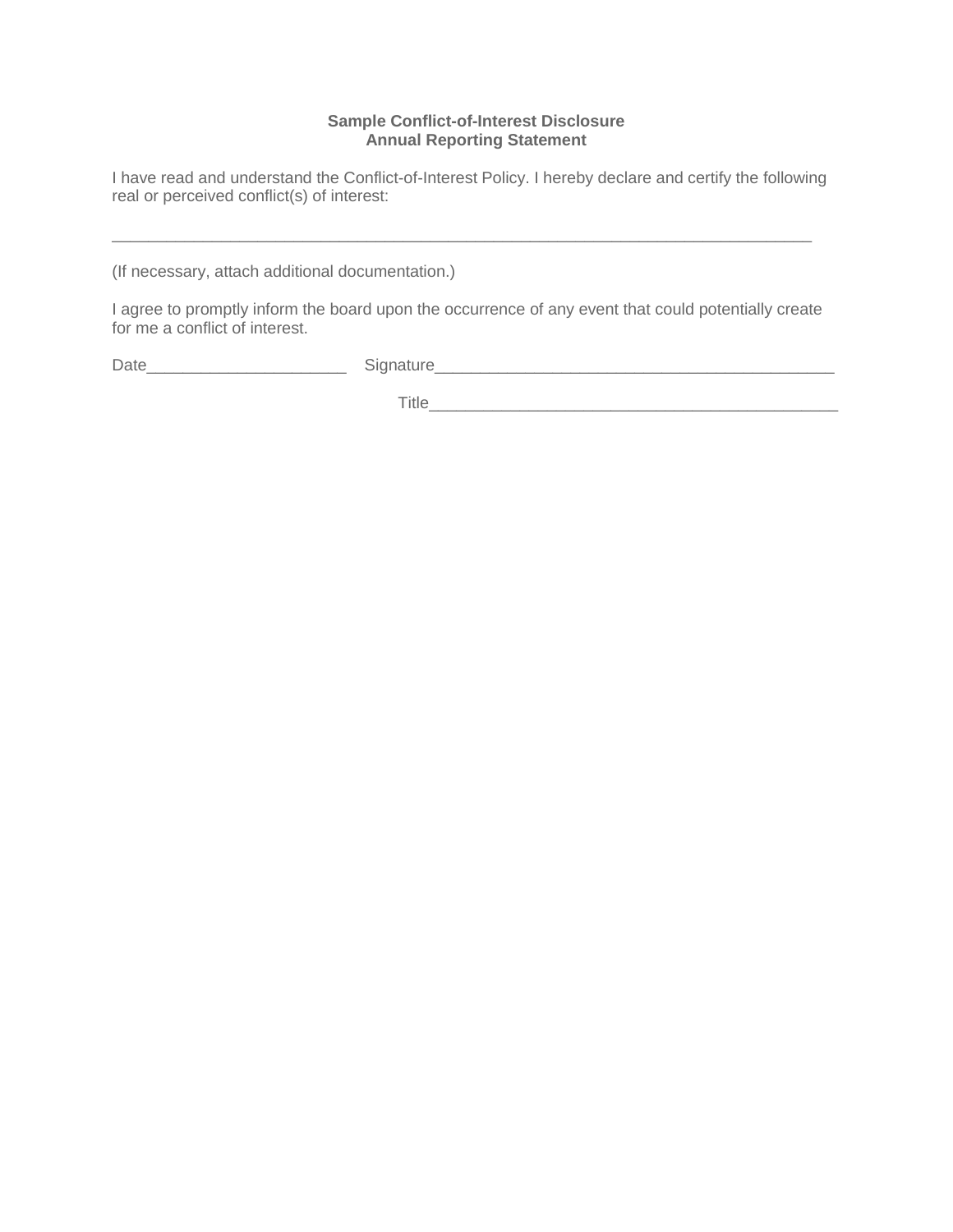**Sample Conflict-of-Interest Disclosure**
**Annual Reporting Statement**

I have read and understand the Conflict-of-Interest Policy. I hereby declare and certify the following real or perceived conflict(s) of interest:

______________________________________________________________________________

(If necessary, attach additional documentation.)

I agree to promptly inform the board upon the occurrence of any event that could potentially create for me a conflict of interest.

Date______________________ Signature____________________________________________

Title_____________________________________________